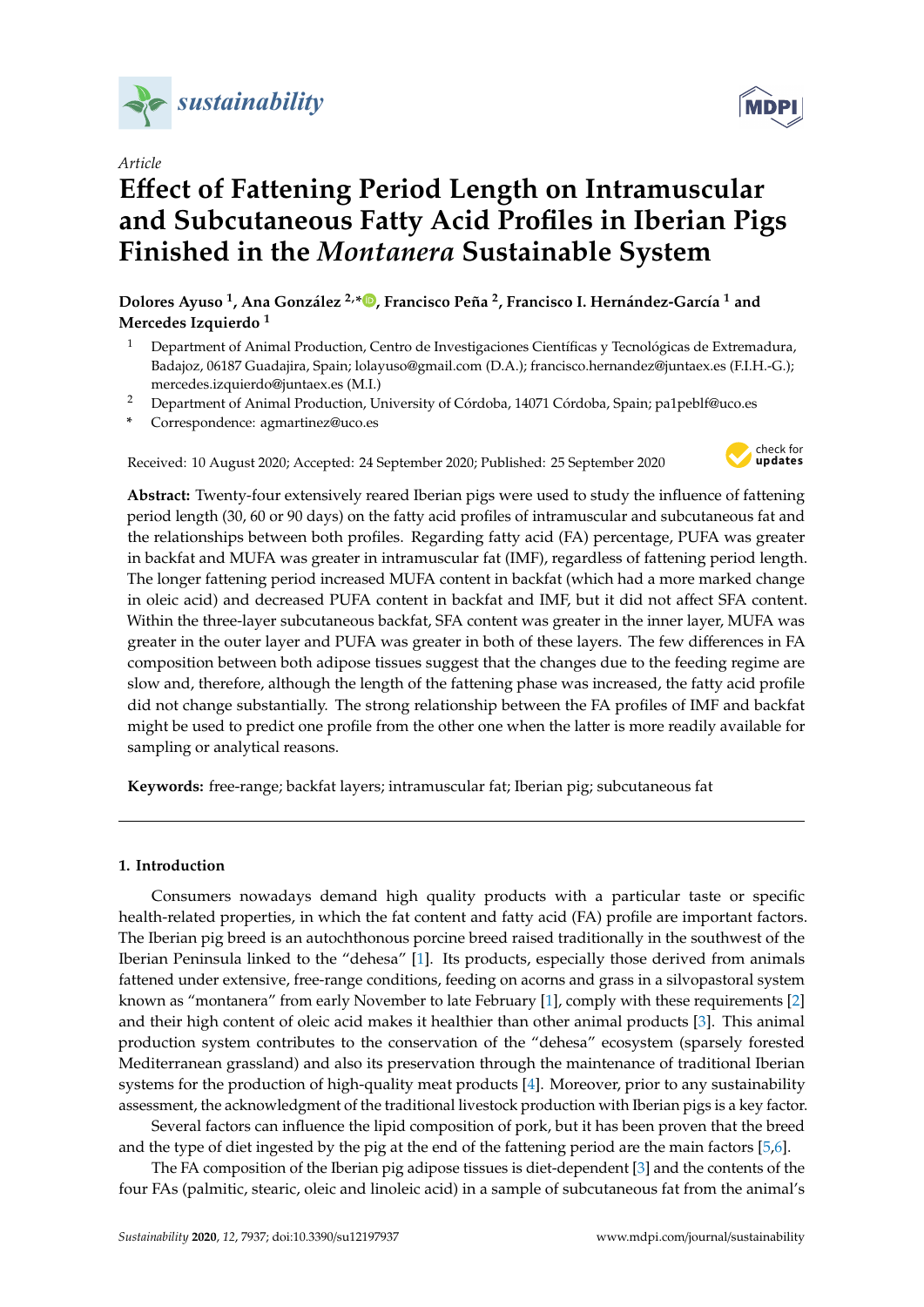*Article*

# Effect of Fattening Period Length on Intramuscular and Subcutaneous Fatty Acid Profiles in Iberian Pigs Finished in the *Montanera* Sustainable System

**Dolores Ayuso [1], Ana González [2,*], Francisco Peña [2], Francisco I. Hernández-García [1] and Mercedes Izquierdo [1]**

[1] Department of Animal Production, Centro de Investigaciones Científicas y Tecnológicas de Extremadura, Badajoz, 06187 Guadajira, Spain; lolayuso@gmail.com (D.A.); francisco.hernandez@juntaex.es (F.I.H.-G.); mercedes.izquierdo@juntaex.es (M.I.)

[2] Department of Animal Production, University of Córdoba, 14071 Córdoba, Spain; pa1peblf@uco.es

\* Correspondence: agmartinez@uco.es

Received: 10 August 2020; Accepted: 24 September 2020; Published: 25 September 2020

**Abstract:** Twenty-four extensively reared Iberian pigs were used to study the influence of fattening period length (30, 60 or 90 days) on the fatty acid profiles of intramuscular and subcutaneous fat and the relationships between both profiles. Regarding fatty acid (FA) percentage, PUFA was greater in backfat and MUFA was greater in intramuscular fat (IMF), regardless of fattening period length. The longer fattening period increased MUFA content in backfat (which had a more marked change in oleic acid) and decreased PUFA content in backfat and IMF, but it did not affect SFA content. Within the three-layer subcutaneous backfat, SFA content was greater in the inner layer, MUFA was greater in the outer layer and PUFA was greater in both of these layers. The few differences in FA composition between both adipose tissues suggest that the changes due to the feeding regime are slow and, therefore, although the length of the fattening phase was increased, the fatty acid profile did not change substantially. The strong relationship between the FA profiles of IMF and backfat might be used to predict one profile from the other one when the latter is more readily available for sampling or analytical reasons.

**Keywords:** free-range; backfat layers; intramuscular fat; Iberian pig; subcutaneous fat

## 1. Introduction

Consumers nowadays demand high quality products with a particular taste or specific health-related properties, in which the fat content and fatty acid (FA) profile are important factors. The Iberian pig breed is an autochthonous porcine breed raised traditionally in the southwest of the Iberian Peninsula linked to the "dehesa" [1]. Its products, especially those derived from animals fattened under extensive, free-range conditions, feeding on acorns and grass in a silvopastoral system known as "montanera" from early November to late February [1], comply with these requirements [2] and their high content of oleic acid makes it healthier than other animal products [3]. This animal production system contributes to the conservation of the "dehesa" ecosystem (sparsely forested Mediterranean grassland) and also its preservation through the maintenance of traditional Iberian systems for the production of high-quality meat products [4]. Moreover, prior to any sustainability assessment, the acknowledgment of the traditional livestock production with Iberian pigs is a key factor.

Several factors can influence the lipid composition of pork, but it has been proven that the breed and the type of diet ingested by the pig at the end of the fattening period are the main factors [5,6].

The FA composition of the Iberian pig adipose tissues is diet-dependent [3] and the contents of the four FAs (palmitic, stearic, oleic and linoleic acid) in a sample of subcutaneous fat from the animal's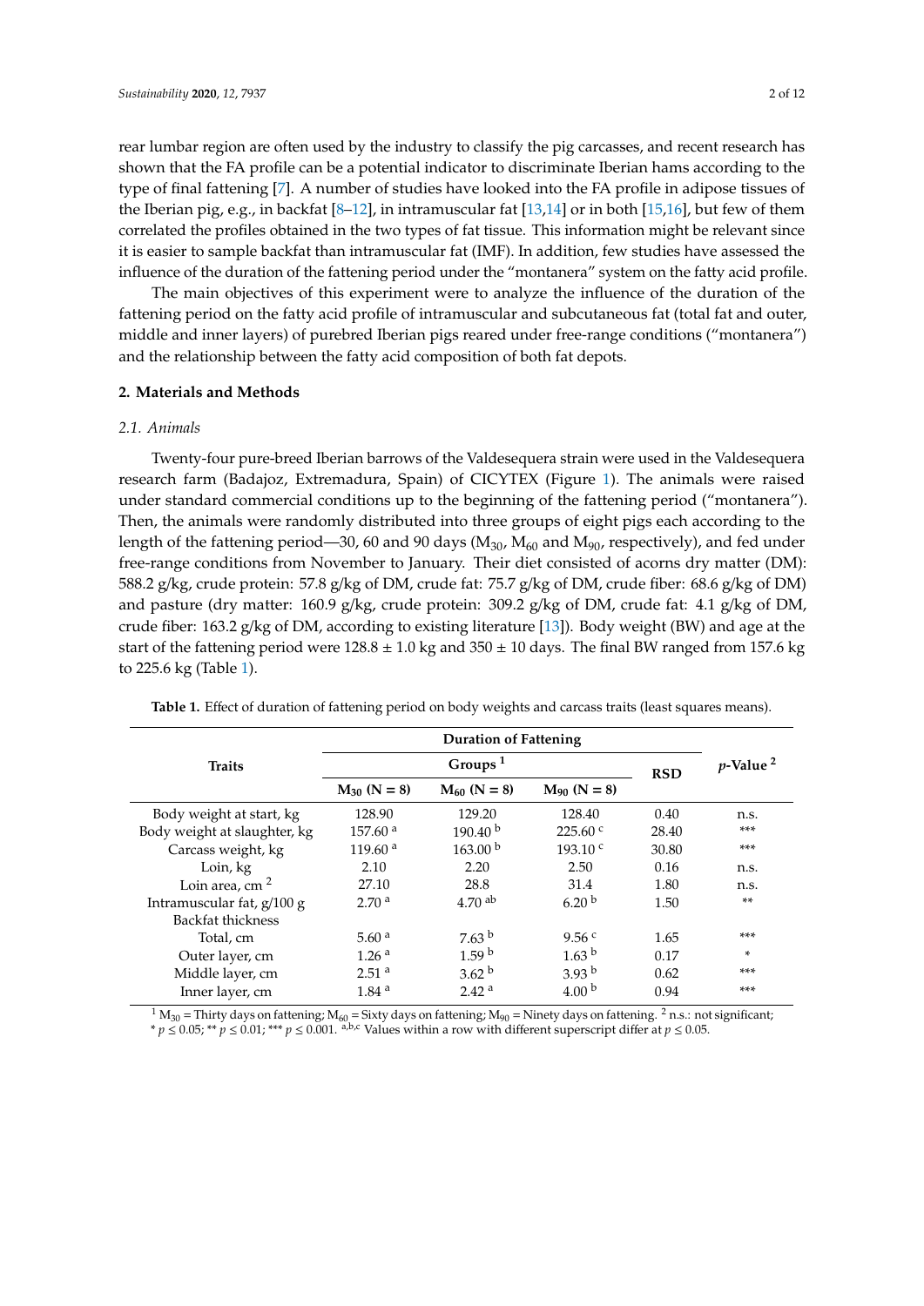rear lumbar region are often used by the industry to classify the pig carcasses, and recent research has shown that the FA profile can be a potential indicator to discriminate Iberian hams according to the type of final fattening [7]. A number of studies have looked into the FA profile in adipose tissues of the Iberian pig, e.g., in backfat [8–12], in intramuscular fat [13,14] or in both [15,16], but few of them correlated the profiles obtained in the two types of fat tissue. This information might be relevant since it is easier to sample backfat than intramuscular fat (IMF). In addition, few studies have assessed the influence of the duration of the fattening period under the "montanera" system on the fatty acid profile.

The main objectives of this experiment were to analyze the influence of the duration of the fattening period on the fatty acid profile of intramuscular and subcutaneous fat (total fat and outer, middle and inner layers) of purebred Iberian pigs reared under free-range conditions ("montanera") and the relationship between the fatty acid composition of both fat depots.

## 2. Materials and Methods

### 2.1. Animals

Twenty-four pure-breed Iberian barrows of the Valdesequera strain were used in the Valdesequera research farm (Badajoz, Extremadura, Spain) of CICYTEX (Figure 1). The animals were raised under standard commercial conditions up to the beginning of the fattening period ("montanera"). Then, the animals were randomly distributed into three groups of eight pigs each according to the length of the fattening period—30, 60 and 90 days ($M_{30}$, $M_{60}$ and $M_{90}$, respectively), and fed under free-range conditions from November to January. Their diet consisted of acorns dry matter (DM): 588.2 g/kg, crude protein: 57.8 g/kg of DM, crude fat: 75.7 g/kg of DM, crude fiber: 68.6 g/kg of DM) and pasture (dry matter: 160.9 g/kg, crude protein: 309.2 g/kg of DM, crude fat: 4.1 g/kg of DM, crude fiber: 163.2 g/kg of DM, according to existing literature [13]). Body weight (BW) and age at the start of the fattening period were 128.8 ± 1.0 kg and 350 ± 10 days. The final BW ranged from 157.6 kg to 225.6 kg (Table 1).

**Table 1.** Effect of duration of fattening period on body weights and carcass traits (least squares means).

| Traits | Duration of Fattening | | | | |
|---|---|---|---|---|---|
| | Groups [1] | | | RSD | $p$-Value [2] |
| | $M_{30}$ (N = 8) | $M_{60}$ (N = 8) | $M_{90}$ (N = 8) | | |
| Body weight at start, kg | 128.90 | 129.20 | 128.40 | 0.40 | n.s. |
| Body weight at slaughter, kg | 157.60 [a] | 190.40 [b] | 225.60 [c] | 28.40 | *** |
| Carcass weight, kg | 119.60 [a] | 163.00 [b] | 193.10 [c] | 30.80 | *** |
| Loin, kg | 2.10 | 2.20 | 2.50 | 0.16 | n.s. |
| Loin area, cm [2] | 27.10 | 28.8 | 31.4 | 1.80 | n.s. |
| Intramuscular fat, g/100 g | 2.70 [a] | 4.70 [ab] | 6.20 [b] | 1.50 | ** |
| Backfat thickness | | | | | |
| Total, cm | 5.60 [a] | 7.63 [b] | 9.56 [c] | 1.65 | *** |
| Outer layer, cm | 1.26 [a] | 1.59 [b] | 1.63 [b] | 0.17 | * |
| Middle layer, cm | 2.51 [a] | 3.62 [b] | 3.93 [b] | 0.62 | *** |
| Inner layer, cm | 1.84 [a] | 2.42 [a] | 4.00 [b] | 0.94 | *** |

[1] $M_{30}$ = Thirty days on fattening; $M_{60}$ = Sixty days on fattening; $M_{90}$ = Ninety days on fattening. [2] n.s.: not significant; * $p \leq 0.05$; ** $p \leq 0.01$; *** $p \leq 0.001$. [a,b,c] Values within a row with different superscript differ at $p \leq 0.05$.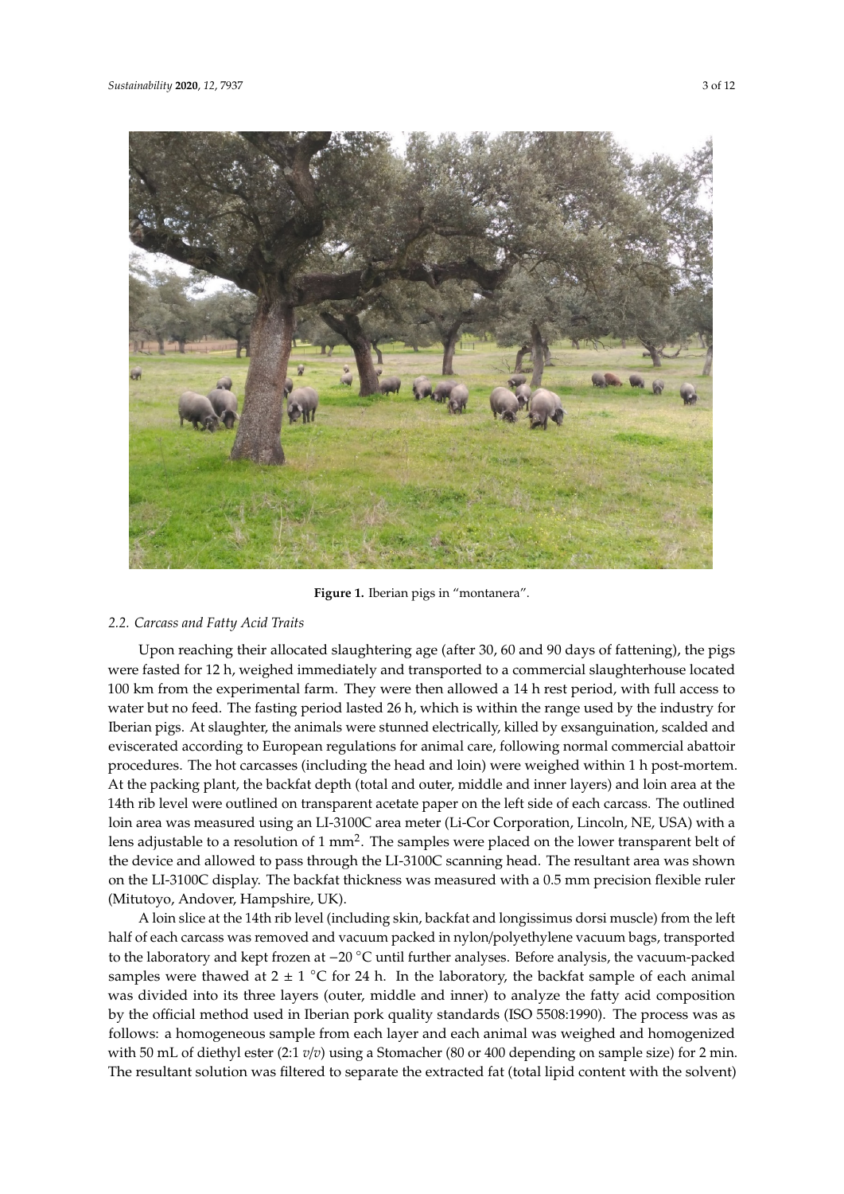Figure 1. Iberian pigs in "montanera".

### 2.2. Carcass and Fatty Acid Traits

Upon reaching their allocated slaughtering age (after 30, 60 and 90 days of fattening), the pigs were fasted for 12 h, weighed immediately and transported to a commercial slaughterhouse located 100 km from the experimental farm. They were then allowed a 14 h rest period, with full access to water but no feed. The fasting period lasted 26 h, which is within the range used by the industry for Iberian pigs. At slaughter, the animals were stunned electrically, killed by exsanguination, scalded and eviscerated according to European regulations for animal care, following normal commercial abattoir procedures. The hot carcasses (including the head and loin) were weighed within 1 h post-mortem. At the packing plant, the backfat depth (total and outer, middle and inner layers) and loin area at the 14th rib level were outlined on transparent acetate paper on the left side of each carcass. The outlined loin area was measured using an LI-3100C area meter (Li-Cor Corporation, Lincoln, NE, USA) with a lens adjustable to a resolution of 1 $mm^2$. The samples were placed on the lower transparent belt of the device and allowed to pass through the LI-3100C scanning head. The resultant area was shown on the LI-3100C display. The backfat thickness was measured with a 0.5 mm precision flexible ruler (Mitutoyo, Andover, Hampshire, UK).

A loin slice at the 14th rib level (including skin, backfat and longissimus dorsi muscle) from the left half of each carcass was removed and vacuum packed in nylon/polyethylene vacuum bags, transported to the laboratory and kept frozen at −20 °C until further analyses. Before analysis, the vacuum-packed samples were thawed at 2 ± 1 °C for 24 h. In the laboratory, the backfat sample of each animal was divided into its three layers (outer, middle and inner) to analyze the fatty acid composition by the official method used in Iberian pork quality standards (ISO 5508:1990). The process was as follows: a homogeneous sample from each layer and each animal was weighed and homogenized with 50 mL of diethyl ester (2:1 *v*/*v*) using a Stomacher (80 or 400 depending on sample size) for 2 min. The resultant solution was filtered to separate the extracted fat (total lipid content with the solvent)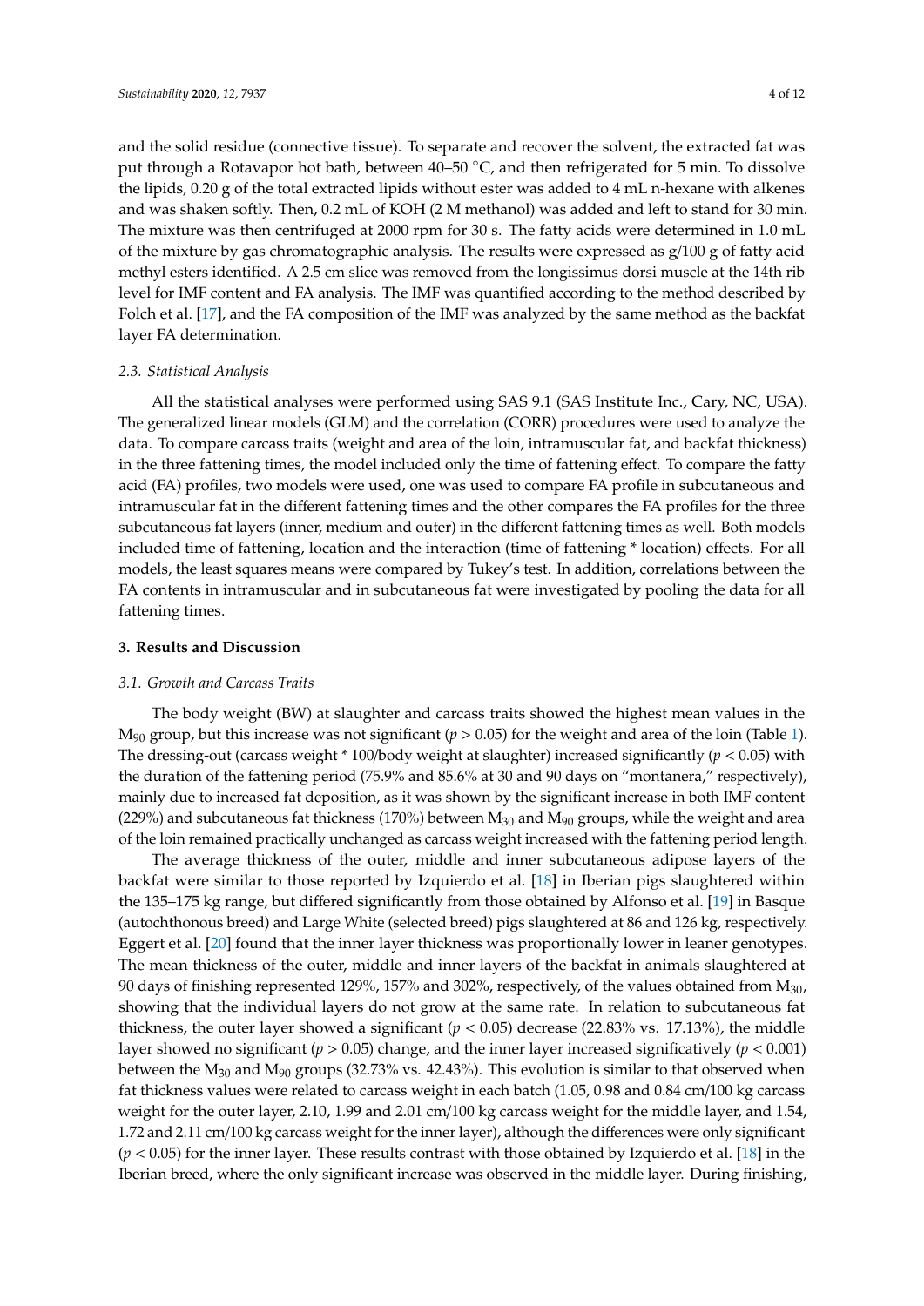and the solid residue (connective tissue). To separate and recover the solvent, the extracted fat was put through a Rotavapor hot bath, between 40–50 °C, and then refrigerated for 5 min. To dissolve the lipids, 0.20 g of the total extracted lipids without ester was added to 4 mL n-hexane with alkenes and was shaken softly. Then, 0.2 mL of KOH (2 M methanol) was added and left to stand for 30 min. The mixture was then centrifuged at 2000 rpm for 30 s. The fatty acids were determined in 1.0 mL of the mixture by gas chromatographic analysis. The results were expressed as g/100 g of fatty acid methyl esters identified. A 2.5 cm slice was removed from the longissimus dorsi muscle at the 14th rib level for IMF content and FA analysis. The IMF was quantified according to the method described by Folch et al. [17], and the FA composition of the IMF was analyzed by the same method as the backfat layer FA determination.

### 2.3. Statistical Analysis

All the statistical analyses were performed using SAS 9.1 (SAS Institute Inc., Cary, NC, USA). The generalized linear models (GLM) and the correlation (CORR) procedures were used to analyze the data. To compare carcass traits (weight and area of the loin, intramuscular fat, and backfat thickness) in the three fattening times, the model included only the time of fattening effect. To compare the fatty acid (FA) profiles, two models were used, one was used to compare FA profile in subcutaneous and intramuscular fat in the different fattening times and the other compares the FA profiles for the three subcutaneous fat layers (inner, medium and outer) in the different fattening times as well. Both models included time of fattening, location and the interaction (time of fattening * location) effects. For all models, the least squares means were compared by Tukey's test. In addition, correlations between the FA contents in intramuscular and in subcutaneous fat were investigated by pooling the data for all fattening times.

## 3. Results and Discussion

### 3.1. Growth and Carcass Traits

The body weight (BW) at slaughter and carcass traits showed the highest mean values in the $M_{90}$ group, but this increase was not significant ($p > 0.05$) for the weight and area of the loin (Table 1). The dressing-out (carcass weight * 100/body weight at slaughter) increased significantly ($p < 0.05$) with the duration of the fattening period (75.9% and 85.6% at 30 and 90 days on "montanera," respectively), mainly due to increased fat deposition, as it was shown by the significant increase in both IMF content (229%) and subcutaneous fat thickness (170%) between $M_{30}$ and $M_{90}$ groups, while the weight and area of the loin remained practically unchanged as carcass weight increased with the fattening period length.

The average thickness of the outer, middle and inner subcutaneous adipose layers of the backfat were similar to those reported by Izquierdo et al. [18] in Iberian pigs slaughtered within the 135–175 kg range, but differed significantly from those obtained by Alfonso et al. [19] in Basque (autochthonous breed) and Large White (selected breed) pigs slaughtered at 86 and 126 kg, respectively. Eggert et al. [20] found that the inner layer thickness was proportionally lower in leaner genotypes. The mean thickness of the outer, middle and inner layers of the backfat in animals slaughtered at 90 days of finishing represented 129%, 157% and 302%, respectively, of the values obtained from $M_{30}$, showing that the individual layers do not grow at the same rate. In relation to subcutaneous fat thickness, the outer layer showed a significant ($p < 0.05$) decrease (22.83% vs. 17.13%), the middle layer showed no significant ($p > 0.05$) change, and the inner layer increased significatively ($p < 0.001$) between the $M_{30}$ and $M_{90}$ groups (32.73% vs. 42.43%). This evolution is similar to that observed when fat thickness values were related to carcass weight in each batch (1.05, 0.98 and 0.84 cm/100 kg carcass weight for the outer layer, 2.10, 1.99 and 2.01 cm/100 kg carcass weight for the middle layer, and 1.54, 1.72 and 2.11 cm/100 kg carcass weight for the inner layer), although the differences were only significant ($p < 0.05$) for the inner layer. These results contrast with those obtained by Izquierdo et al. [18] in the Iberian breed, where the only significant increase was observed in the middle layer. During finishing,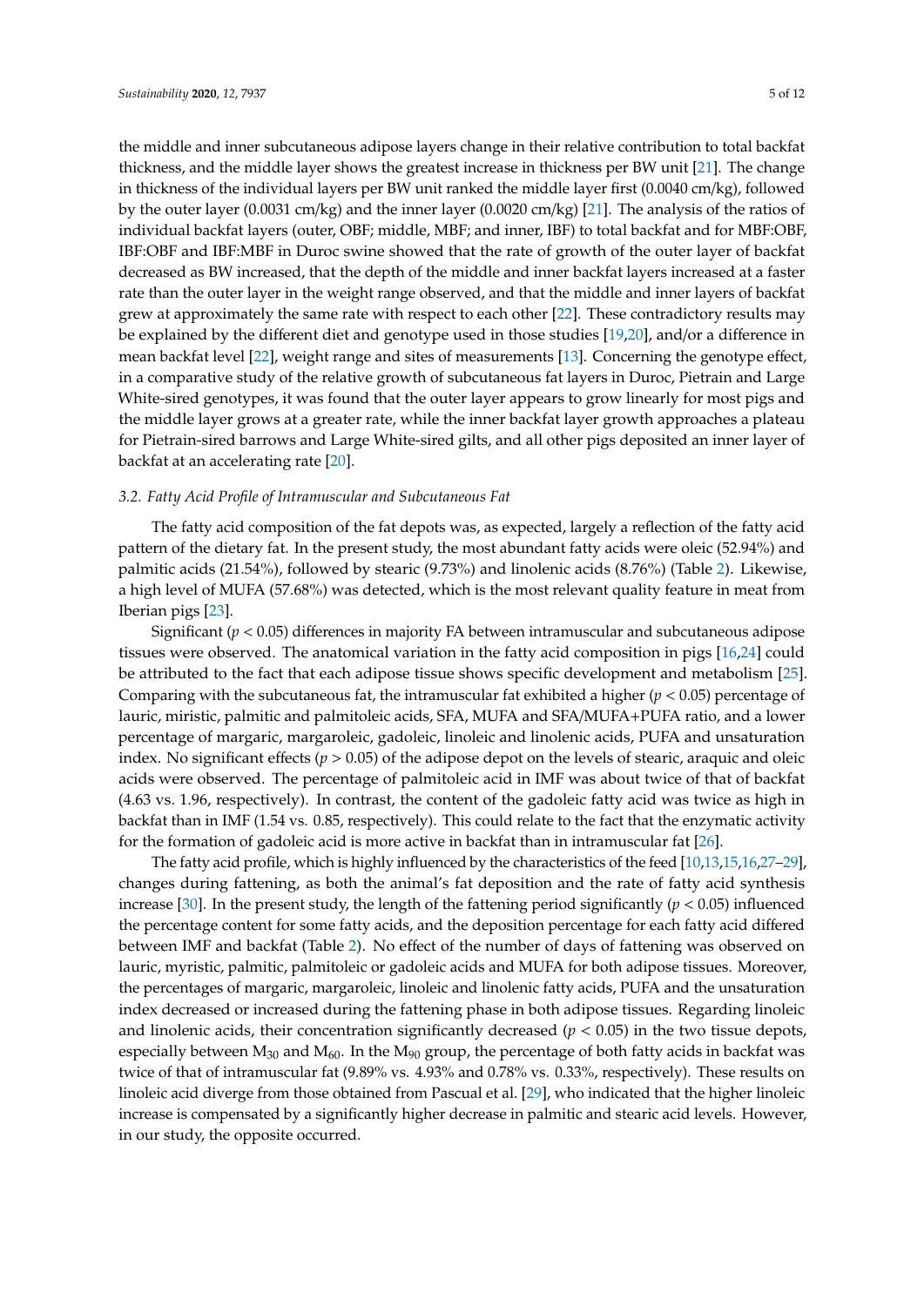the middle and inner subcutaneous adipose layers change in their relative contribution to total backfat thickness, and the middle layer shows the greatest increase in thickness per BW unit [21]. The change in thickness of the individual layers per BW unit ranked the middle layer first (0.0040 cm/kg), followed by the outer layer (0.0031 cm/kg) and the inner layer (0.0020 cm/kg) [21]. The analysis of the ratios of individual backfat layers (outer, OBF; middle, MBF; and inner, IBF) to total backfat and for MBF:OBF, IBF:OBF and IBF:MBF in Duroc swine showed that the rate of growth of the outer layer of backfat decreased as BW increased, that the depth of the middle and inner backfat layers increased at a faster rate than the outer layer in the weight range observed, and that the middle and inner layers of backfat grew at approximately the same rate with respect to each other [22]. These contradictory results may be explained by the different diet and genotype used in those studies [19,20], and/or a difference in mean backfat level [22], weight range and sites of measurements [13]. Concerning the genotype effect, in a comparative study of the relative growth of subcutaneous fat layers in Duroc, Pietrain and Large White-sired genotypes, it was found that the outer layer appears to grow linearly for most pigs and the middle layer grows at a greater rate, while the inner backfat layer growth approaches a plateau for Pietrain-sired barrows and Large White-sired gilts, and all other pigs deposited an inner layer of backfat at an accelerating rate [20].

### *3.2. Fatty Acid Profile of Intramuscular and Subcutaneous Fat*

The fatty acid composition of the fat depots was, as expected, largely a reflection of the fatty acid pattern of the dietary fat. In the present study, the most abundant fatty acids were oleic (52.94%) and palmitic acids (21.54%), followed by stearic (9.73%) and linolenic acids (8.76%) (Table 2). Likewise, a high level of MUFA (57.68%) was detected, which is the most relevant quality feature in meat from Iberian pigs [23].

Significant ($p < 0.05$) differences in majority FA between intramuscular and subcutaneous adipose tissues were observed. The anatomical variation in the fatty acid composition in pigs [16,24] could be attributed to the fact that each adipose tissue shows specific development and metabolism [25]. Comparing with the subcutaneous fat, the intramuscular fat exhibited a higher ($p < 0.05$) percentage of lauric, miristic, palmitic and palmitoleic acids, SFA, MUFA and SFA/MUFA+PUFA ratio, and a lower percentage of margaric, margaroleic, gadoleic, linoleic and linolenic acids, PUFA and unsaturation index. No significant effects ($p > 0.05$) of the adipose depot on the levels of stearic, araquic and oleic acids were observed. The percentage of palmitoleic acid in IMF was about twice of that of backfat (4.63 vs. 1.96, respectively). In contrast, the content of the gadoleic fatty acid was twice as high in backfat than in IMF (1.54 vs. 0.85, respectively). This could relate to the fact that the enzymatic activity for the formation of gadoleic acid is more active in backfat than in intramuscular fat [26].

The fatty acid profile, which is highly influenced by the characteristics of the feed [10,13,15,16,27–29], changes during fattening, as both the animal's fat deposition and the rate of fatty acid synthesis increase [30]. In the present study, the length of the fattening period significantly ($p < 0.05$) influenced the percentage content for some fatty acids, and the deposition percentage for each fatty acid differed between IMF and backfat (Table 2). No effect of the number of days of fattening was observed on lauric, myristic, palmitic, palmitoleic or gadoleic acids and MUFA for both adipose tissues. Moreover, the percentages of margaric, margaroleic, linoleic and linolenic fatty acids, PUFA and the unsaturation index decreased or increased during the fattening phase in both adipose tissues. Regarding linoleic and linolenic acids, their concentration significantly decreased ($p < 0.05$) in the two tissue depots, especially between $M_{30}$ and $M_{60}$. In the $M_{90}$ group, the percentage of both fatty acids in backfat was twice of that of intramuscular fat (9.89% vs. 4.93% and 0.78% vs. 0.33%, respectively). These results on linoleic acid diverge from those obtained from Pascual et al. [29], who indicated that the higher linoleic increase is compensated by a significantly higher decrease in palmitic and stearic acid levels. However, in our study, the opposite occurred.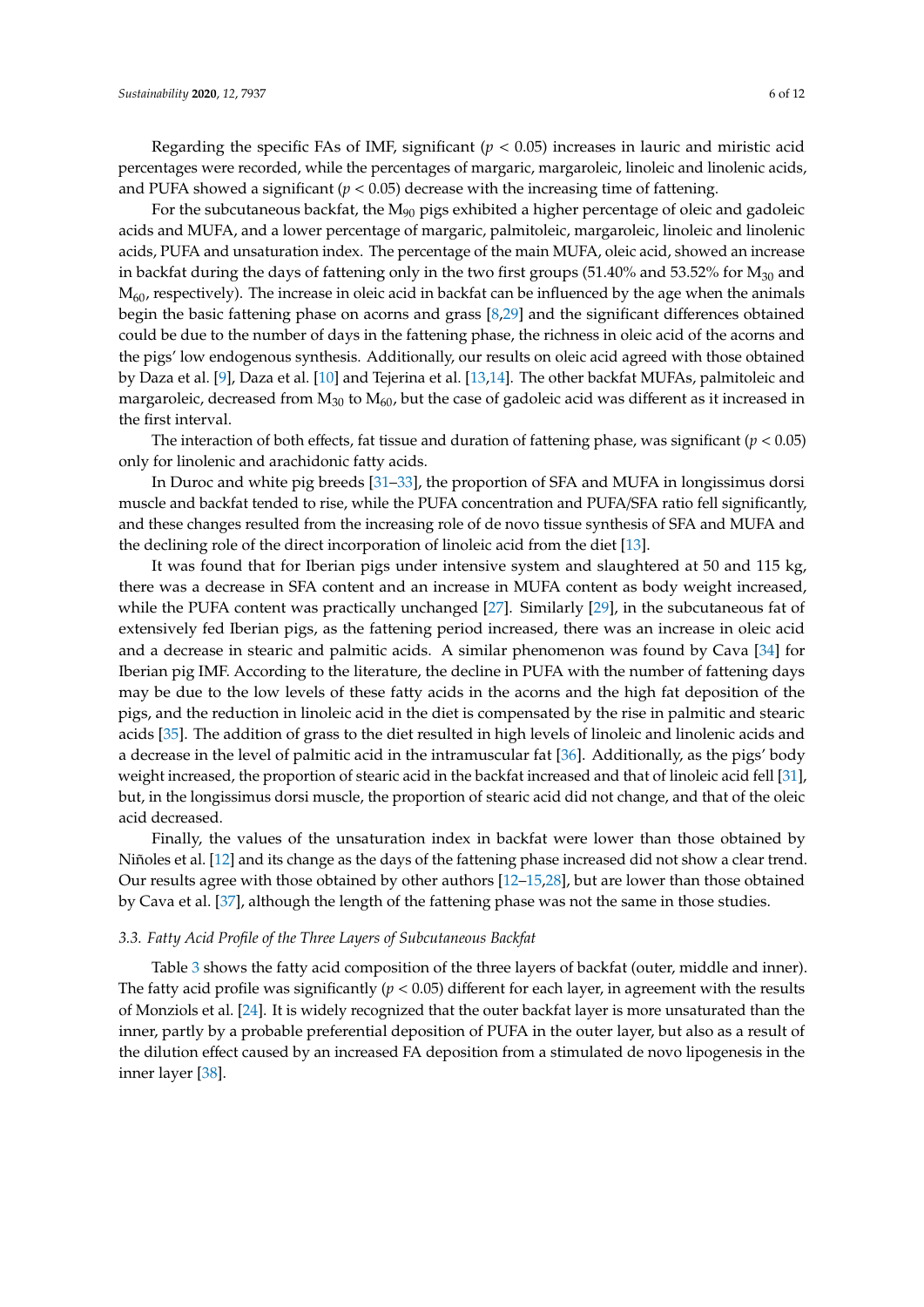Regarding the specific FAs of IMF, significant ($p < 0.05$) increases in lauric and miristic acid percentages were recorded, while the percentages of margaric, margaroleic, linoleic and linolenic acids, and PUFA showed a significant ($p < 0.05$) decrease with the increasing time of fattening.

For the subcutaneous backfat, the $M_{90}$ pigs exhibited a higher percentage of oleic and gadoleic acids and MUFA, and a lower percentage of margaric, palmitoleic, margaroleic, linoleic and linolenic acids, PUFA and unsaturation index. The percentage of the main MUFA, oleic acid, showed an increase in backfat during the days of fattening only in the two first groups (51.40% and 53.52% for $M_{30}$ and $M_{60}$, respectively). The increase in oleic acid in backfat can be influenced by the age when the animals begin the basic fattening phase on acorns and grass [8,29] and the significant differences obtained could be due to the number of days in the fattening phase, the richness in oleic acid of the acorns and the pigs' low endogenous synthesis. Additionally, our results on oleic acid agreed with those obtained by Daza et al. [9], Daza et al. [10] and Tejerina et al. [13,14]. The other backfat MUFAs, palmitoleic and margaroleic, decreased from $M_{30}$ to $M_{60}$, but the case of gadoleic acid was different as it increased in the first interval.

The interaction of both effects, fat tissue and duration of fattening phase, was significant ($p < 0.05$) only for linolenic and arachidonic fatty acids.

In Duroc and white pig breeds [31–33], the proportion of SFA and MUFA in longissimus dorsi muscle and backfat tended to rise, while the PUFA concentration and PUFA/SFA ratio fell significantly, and these changes resulted from the increasing role of de novo tissue synthesis of SFA and MUFA and the declining role of the direct incorporation of linoleic acid from the diet [13].

It was found that for Iberian pigs under intensive system and slaughtered at 50 and 115 kg, there was a decrease in SFA content and an increase in MUFA content as body weight increased, while the PUFA content was practically unchanged [27]. Similarly [29], in the subcutaneous fat of extensively fed Iberian pigs, as the fattening period increased, there was an increase in oleic acid and a decrease in stearic and palmitic acids. A similar phenomenon was found by Cava [34] for Iberian pig IMF. According to the literature, the decline in PUFA with the number of fattening days may be due to the low levels of these fatty acids in the acorns and the high fat deposition of the pigs, and the reduction in linoleic acid in the diet is compensated by the rise in palmitic and stearic acids [35]. The addition of grass to the diet resulted in high levels of linoleic and linolenic acids and a decrease in the level of palmitic acid in the intramuscular fat [36]. Additionally, as the pigs' body weight increased, the proportion of stearic acid in the backfat increased and that of linoleic acid fell [31], but, in the longissimus dorsi muscle, the proportion of stearic acid did not change, and that of the oleic acid decreased.

Finally, the values of the unsaturation index in backfat were lower than those obtained by Niñoles et al. [12] and its change as the days of the fattening phase increased did not show a clear trend. Our results agree with those obtained by other authors [12–15,28], but are lower than those obtained by Cava et al. [37], although the length of the fattening phase was not the same in those studies.

### 3.3. Fatty Acid Profile of the Three Layers of Subcutaneous Backfat

Table 3 shows the fatty acid composition of the three layers of backfat (outer, middle and inner). The fatty acid profile was significantly ($p < 0.05$) different for each layer, in agreement with the results of Monziols et al. [24]. It is widely recognized that the outer backfat layer is more unsaturated than the inner, partly by a probable preferential deposition of PUFA in the outer layer, but also as a result of the dilution effect caused by an increased FA deposition from a stimulated de novo lipogenesis in the inner layer [38].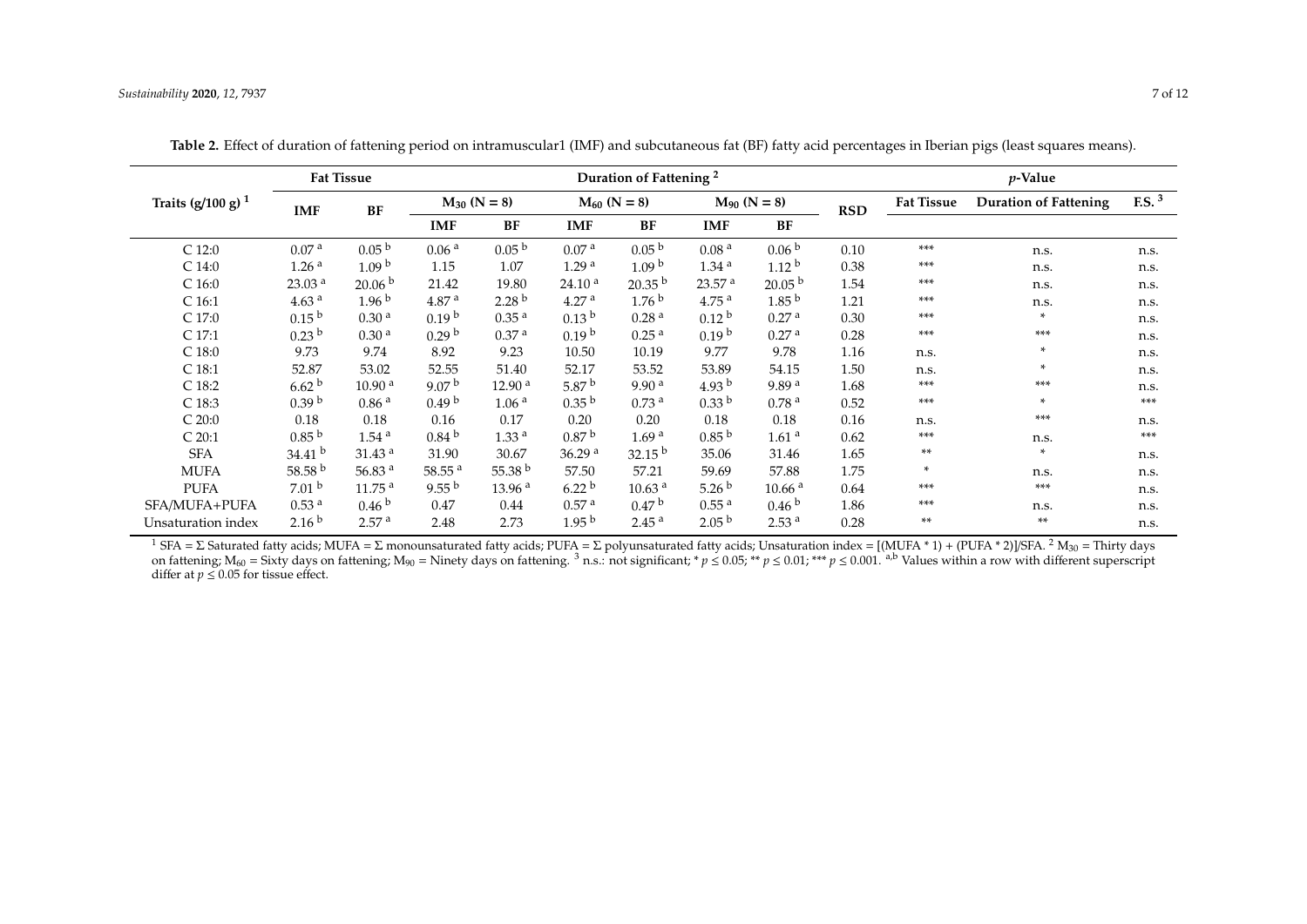**Table 2.** Effect of duration of fattening period on intramuscular1 (IMF) and subcutaneous fat (BF) fatty acid percentages in Iberian pigs (least squares means).

| Traits (g/100 g) [1] | Fat Tissue | | Duration of Fattening [2] | | | | | | RSD | *p*-Value | | |
|---|---|---|---|---|---|---|---|---|---|---|---|---|
| | IMF | BF | $M_{30}$ (N = 8) | | $M_{60}$ (N = 8) | | $M_{90}$ (N = 8) | | | Fat Tissue | Duration of Fattening | F.S. [3] |
| | | | IMF | BF | IMF | BF | IMF | BF | | | | |
| C 12:0 | 0.07 [a] | 0.05 [b] | 0.06 [a] | 0.05 [b] | 0.07 [a] | 0.05 [b] | 0.08 [a] | 0.06 [b] | 0.10 | *** | n.s. | n.s. |
| C 14:0 | 1.26 [a] | 1.09 [b] | 1.15 | 1.07 | 1.29 [a] | 1.09 [b] | 1.34 [a] | 1.12 [b] | 0.38 | *** | n.s. | n.s. |
| C 16:0 | 23.03 [a] | 20.06 [b] | 21.42 | 19.80 | 24.10 [a] | 20.35 [b] | 23.57 [a] | 20.05 [b] | 1.54 | *** | n.s. | n.s. |
| C 16:1 | 4.63 [a] | 1.96 [b] | 4.87 [a] | 2.28 [b] | 4.27 [a] | 1.76 [b] | 4.75 [a] | 1.85 [b] | 1.21 | *** | n.s. | n.s. |
| C 17:0 | 0.15 [b] | 0.30 [a] | 0.19 [b] | 0.35 [a] | 0.13 [b] | 0.28 [a] | 0.12 [b] | 0.27 [a] | 0.30 | *** | * | n.s. |
| C 17:1 | 0.23 [b] | 0.30 [a] | 0.29 [b] | 0.37 [a] | 0.19 [b] | 0.25 [a] | 0.19 [b] | 0.27 [a] | 0.28 | *** | *** | n.s. |
| C 18:0 | 9.73 | 9.74 | 8.92 | 9.23 | 10.50 | 10.19 | 9.77 | 9.78 | 1.16 | n.s. | * | n.s. |
| C 18:1 | 52.87 | 53.02 | 52.55 | 51.40 | 52.17 | 53.52 | 53.89 | 54.15 | 1.50 | n.s. | * | n.s. |
| C 18:2 | 6.62 [b] | 10.90 [a] | 9.07 [b] | 12.90 [a] | 5.87 [b] | 9.90 [a] | 4.93 [b] | 9.89 [a] | 1.68 | *** | *** | n.s. |
| C 18:3 | 0.39 [b] | 0.86 [a] | 0.49 [b] | 1.06 [a] | 0.35 [b] | 0.73 [a] | 0.33 [b] | 0.78 [a] | 0.52 | *** | * | *** |
| C 20:0 | 0.18 | 0.18 | 0.16 | 0.17 | 0.20 | 0.20 | 0.18 | 0.18 | 0.16 | n.s. | *** | n.s. |
| C 20:1 | 0.85 [b] | 1.54 [a] | 0.84 [b] | 1.33 [a] | 0.87 [b] | 1.69 [a] | 0.85 [b] | 1.61 [a] | 0.62 | *** | n.s. | *** |
| SFA | 34.41 [b] | 31.43 [a] | 31.90 | 30.67 | 36.29 [a] | 32.15 [b] | 35.06 | 31.46 | 1.65 | ** | * | n.s. |
| MUFA | 58.58 [b] | 56.83 [a] | 58.55 [a] | 55.38 [b] | 57.50 | 57.21 | 59.69 | 57.88 | 1.75 | * | n.s. | n.s. |
| PUFA | 7.01 [b] | 11.75 [a] | 9.55 [b] | 13.96 [a] | 6.22 [b] | 10.63 [a] | 5.26 [b] | 10.66 [a] | 0.64 | *** | *** | n.s. |
| SFA/MUFA+PUFA | 0.53 [a] | 0.46 [b] | 0.47 | 0.44 | 0.57 [a] | 0.47 [b] | 0.55 [a] | 0.46 [b] | 1.86 | *** | n.s. | n.s. |
| Unsaturation index | 2.16 [b] | 2.57 [a] | 2.48 | 2.73 | 1.95 [b] | 2.45 [a] | 2.05 [b] | 2.53 [a] | 0.28 | ** | ** | n.s. |

[1] SFA = Σ Saturated fatty acids; MUFA = Σ monounsaturated fatty acids; PUFA = Σ polyunsaturated fatty acids; Unsaturation index = [(MUFA * 1) + (PUFA * 2)]/SFA. [2] $M_{30}$ = Thirty days on fattening; $M_{60}$ = Sixty days on fattening; $M_{90}$ = Ninety days on fattening. [3] n.s.: not significant; * $p \leq 0.05$; ** $p \leq 0.01$; *** $p \leq 0.001$. [a,b] Values within a row with different superscript differ at $p \leq 0.05$ for tissue effect.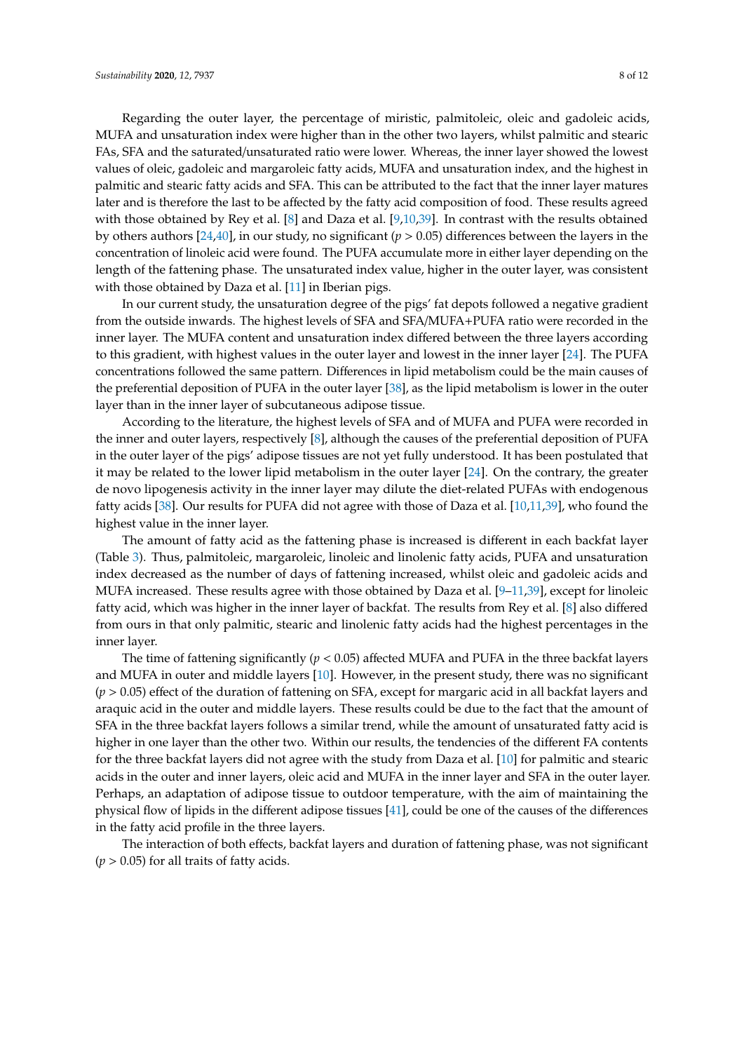Regarding the outer layer, the percentage of miristic, palmitoleic, oleic and gadoleic acids, MUFA and unsaturation index were higher than in the other two layers, whilst palmitic and stearic FAs, SFA and the saturated/unsaturated ratio were lower. Whereas, the inner layer showed the lowest values of oleic, gadoleic and margaroleic fatty acids, MUFA and unsaturation index, and the highest in palmitic and stearic fatty acids and SFA. This can be attributed to the fact that the inner layer matures later and is therefore the last to be affected by the fatty acid composition of food. These results agreed with those obtained by Rey et al. [8] and Daza et al. [9,10,39]. In contrast with the results obtained by others authors [24,40], in our study, no significant ($p > 0.05$) differences between the layers in the concentration of linoleic acid were found. The PUFA accumulate more in either layer depending on the length of the fattening phase. The unsaturated index value, higher in the outer layer, was consistent with those obtained by Daza et al. [11] in Iberian pigs.

In our current study, the unsaturation degree of the pigs' fat depots followed a negative gradient from the outside inwards. The highest levels of SFA and SFA/MUFA+PUFA ratio were recorded in the inner layer. The MUFA content and unsaturation index differed between the three layers according to this gradient, with highest values in the outer layer and lowest in the inner layer [24]. The PUFA concentrations followed the same pattern. Differences in lipid metabolism could be the main causes of the preferential deposition of PUFA in the outer layer [38], as the lipid metabolism is lower in the outer layer than in the inner layer of subcutaneous adipose tissue.

According to the literature, the highest levels of SFA and of MUFA and PUFA were recorded in the inner and outer layers, respectively [8], although the causes of the preferential deposition of PUFA in the outer layer of the pigs' adipose tissues are not yet fully understood. It has been postulated that it may be related to the lower lipid metabolism in the outer layer [24]. On the contrary, the greater de novo lipogenesis activity in the inner layer may dilute the diet-related PUFAs with endogenous fatty acids [38]. Our results for PUFA did not agree with those of Daza et al. [10,11,39], who found the highest value in the inner layer.

The amount of fatty acid as the fattening phase is increased is different in each backfat layer (Table 3). Thus, palmitoleic, margaroleic, linoleic and linolenic fatty acids, PUFA and unsaturation index decreased as the number of days of fattening increased, whilst oleic and gadoleic acids and MUFA increased. These results agree with those obtained by Daza et al. [9–11,39], except for linoleic fatty acid, which was higher in the inner layer of backfat. The results from Rey et al. [8] also differed from ours in that only palmitic, stearic and linolenic fatty acids had the highest percentages in the inner layer.

The time of fattening significantly ($p < 0.05$) affected MUFA and PUFA in the three backfat layers and MUFA in outer and middle layers [10]. However, in the present study, there was no significant ($p > 0.05$) effect of the duration of fattening on SFA, except for margaric acid in all backfat layers and araquic acid in the outer and middle layers. These results could be due to the fact that the amount of SFA in the three backfat layers follows a similar trend, while the amount of unsaturated fatty acid is higher in one layer than the other two. Within our results, the tendencies of the different FA contents for the three backfat layers did not agree with the study from Daza et al. [10] for palmitic and stearic acids in the outer and inner layers, oleic acid and MUFA in the inner layer and SFA in the outer layer. Perhaps, an adaptation of adipose tissue to outdoor temperature, with the aim of maintaining the physical flow of lipids in the different adipose tissues [41], could be one of the causes of the differences in the fatty acid profile in the three layers.

The interaction of both effects, backfat layers and duration of fattening phase, was not significant ($p > 0.05$) for all traits of fatty acids.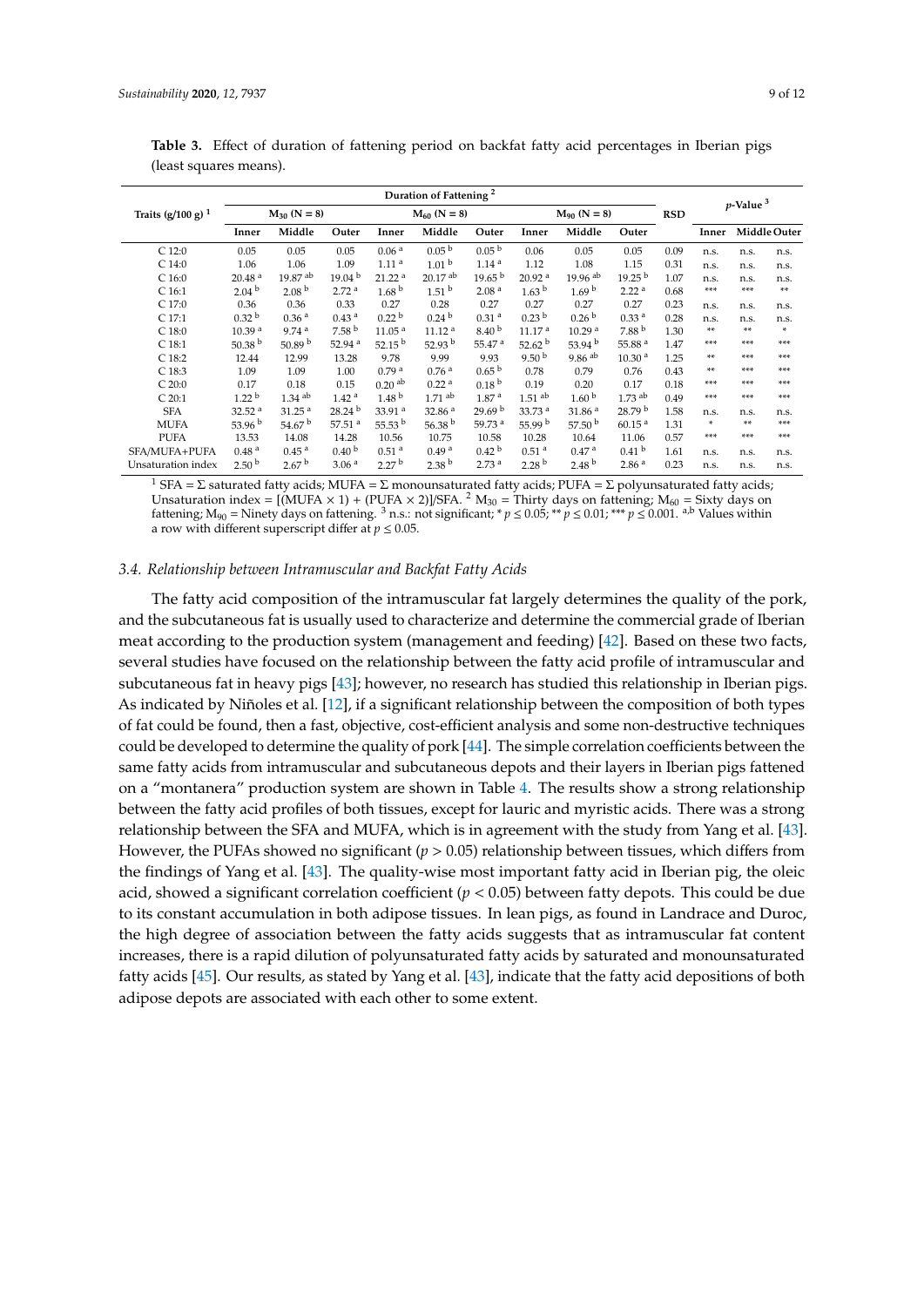**Table 3.** Effect of duration of fattening period on backfat fatty acid percentages in Iberian pigs (least squares means).

| Traits (g/100 g) [1] | Duration of Fattening [2] | | | | | | | | | RSD | $p$-Value [3] | | |
|---|---|---|---|---|---|---|---|---|---|---|---|---|---|
| | $M_{30}$ (N = 8) | | | $M_{60}$ (N = 8) | | | $M_{90}$ (N = 8) | | | | | | |
| | Inner | Middle | Outer | Inner | Middle | Outer | Inner | Middle | Outer | | Inner | Middle | Outer |
| C 12:0 | 0.05 | 0.05 | 0.05 | 0.06 [a] | 0.05 [b] | 0.05 [b] | 0.06 | 0.05 | 0.05 | 0.09 | n.s. | n.s. | n.s. |
| C 14:0 | 1.06 | 1.06 | 1.09 | 1.11 [a] | 1.01 [b] | 1.14 [a] | 1.12 | 1.08 | 1.15 | 0.31 | n.s. | n.s. | n.s. |
| C 16:0 | 20.48 [a] | 19.87 [ab] | 19.04 [b] | 21.22 [a] | 20.17 [ab] | 19.65 [b] | 20.92 [a] | 19.96 [ab] | 19.25 [b] | 1.07 | n.s. | n.s. | n.s. |
| C 16:1 | 2.04 [b] | 2.08 [b] | 2.72 [a] | 1.68 [b] | 1.51 [b] | 2.08 [a] | 1.63 [b] | 1.69 [b] | 2.22 [a] | 0.68 | *** | *** | ** |
| C 17:0 | 0.36 | 0.36 | 0.33 | 0.27 | 0.28 | 0.27 | 0.27 | 0.27 | 0.27 | 0.23 | n.s. | n.s. | n.s. |
| C 17:1 | 0.32 [b] | 0.36 [a] | 0.43 [a] | 0.22 [b] | 0.24 [b] | 0.31 [a] | 0.23 [b] | 0.26 [b] | 0.33 [a] | 0.28 | n.s. | n.s. | n.s. |
| C 18:0 | 10.39 [a] | 9.74 [a] | 7.58 [b] | 11.05 [a] | 11.12 [a] | 8.40 [b] | 11.17 [a] | 10.29 [a] | 7.88 [b] | 1.30 | ** | ** | * |
| C 18:1 | 50.38 [b] | 50.89 [b] | 52.94 [a] | 52.15 [b] | 52.93 [b] | 55.47 [a] | 52.62 [b] | 53.94 [b] | 55.88 [a] | 1.47 | *** | *** | *** |
| C 18:2 | 12.44 | 12.99 | 13.28 | 9.78 | 9.99 | 9.93 | 9.50 [b] | 9.86 [ab] | 10.30 [a] | 1.25 | ** | *** | *** |
| C 18:3 | 1.09 | 1.09 | 1.00 | 0.79 [a] | 0.76 [a] | 0.65 [b] | 0.78 | 0.79 | 0.76 | 0.43 | ** | *** | *** |
| C 20:0 | 0.17 | 0.18 | 0.15 | 0.20 [ab] | 0.22 [a] | 0.18 [b] | 0.19 | 0.20 | 0.17 | 0.18 | *** | *** | *** |
| C 20:1 | 1.22 [b] | 1.34 [ab] | 1.42 [a] | 1.48 [b] | 1.71 [ab] | 1.87 [a] | 1.51 [ab] | 1.60 [b] | 1.73 [ab] | 0.49 | *** | *** | *** |
| SFA | 32.52 [a] | 31.25 [a] | 28.24 [b] | 33.91 [a] | 32.86 [a] | 29.69 [b] | 33.73 [a] | 31.86 [a] | 28.79 [b] | 1.58 | n.s. | n.s. | n.s. |
| MUFA | 53.96 [b] | 54.67 [b] | 57.51 [a] | 55.53 [b] | 56.38 [b] | 59.73 [a] | 55.99 [b] | 57.50 [b] | 60.15 [a] | 1.31 | * | ** | *** |
| PUFA | 13.53 | 14.08 | 14.28 | 10.56 | 10.75 | 10.58 | 10.28 | 10.64 | 11.06 | 0.57 | *** | *** | *** |
| SFA/MUFA+PUFA | 0.48 [a] | 0.45 [a] | 0.40 [b] | 0.51 [a] | 0.49 [a] | 0.42 [b] | 0.51 [a] | 0.47 [a] | 0.41 [b] | 1.61 | n.s. | n.s. | n.s. |
| Unsaturation index | 2.50 [b] | 2.67 [b] | 3.06 [a] | 2.27 [b] | 2.38 [b] | 2.73 [a] | 2.28 [b] | 2.48 [b] | 2.86 [a] | 0.23 | n.s. | n.s. | n.s. |

[1] SFA = Σ saturated fatty acids; MUFA = Σ monounsaturated fatty acids; PUFA = Σ polyunsaturated fatty acids; Unsaturation index = [(MUFA × 1) + (PUFA × 2)]/SFA. [2] $M_{30}$ = Thirty days on fattening; $M_{60}$ = Sixty days on fattening; $M_{90}$ = Ninety days on fattening. [3] n.s.: not significant; * $p \leq 0.05$; ** $p \leq 0.01$; *** $p \leq 0.001$. [a,b] Values within a row with different superscript differ at $p \leq 0.05$.

### 3.4. Relationship between Intramuscular and Backfat Fatty Acids

The fatty acid composition of the intramuscular fat largely determines the quality of the pork, and the subcutaneous fat is usually used to characterize and determine the commercial grade of Iberian meat according to the production system (management and feeding) [42]. Based on these two facts, several studies have focused on the relationship between the fatty acid profile of intramuscular and subcutaneous fat in heavy pigs [43]; however, no research has studied this relationship in Iberian pigs. As indicated by Niñoles et al. [12], if a significant relationship between the composition of both types of fat could be found, then a fast, objective, cost-efficient analysis and some non-destructive techniques could be developed to determine the quality of pork [44]. The simple correlation coefficients between the same fatty acids from intramuscular and subcutaneous depots and their layers in Iberian pigs fattened on a "montanera" production system are shown in Table 4. The results show a strong relationship between the fatty acid profiles of both tissues, except for lauric and myristic acids. There was a strong relationship between the SFA and MUFA, which is in agreement with the study from Yang et al. [43]. However, the PUFAs showed no significant ($p > 0.05$) relationship between tissues, which differs from the findings of Yang et al. [43]. The quality-wise most important fatty acid in Iberian pig, the oleic acid, showed a significant correlation coefficient ($p < 0.05$) between fatty depots. This could be due to its constant accumulation in both adipose tissues. In lean pigs, as found in Landrace and Duroc, the high degree of association between the fatty acids suggests that as intramuscular fat content increases, there is a rapid dilution of polyunsaturated fatty acids by saturated and monounsaturated fatty acids [45]. Our results, as stated by Yang et al. [43], indicate that the fatty acid depositions of both adipose depots are associated with each other to some extent.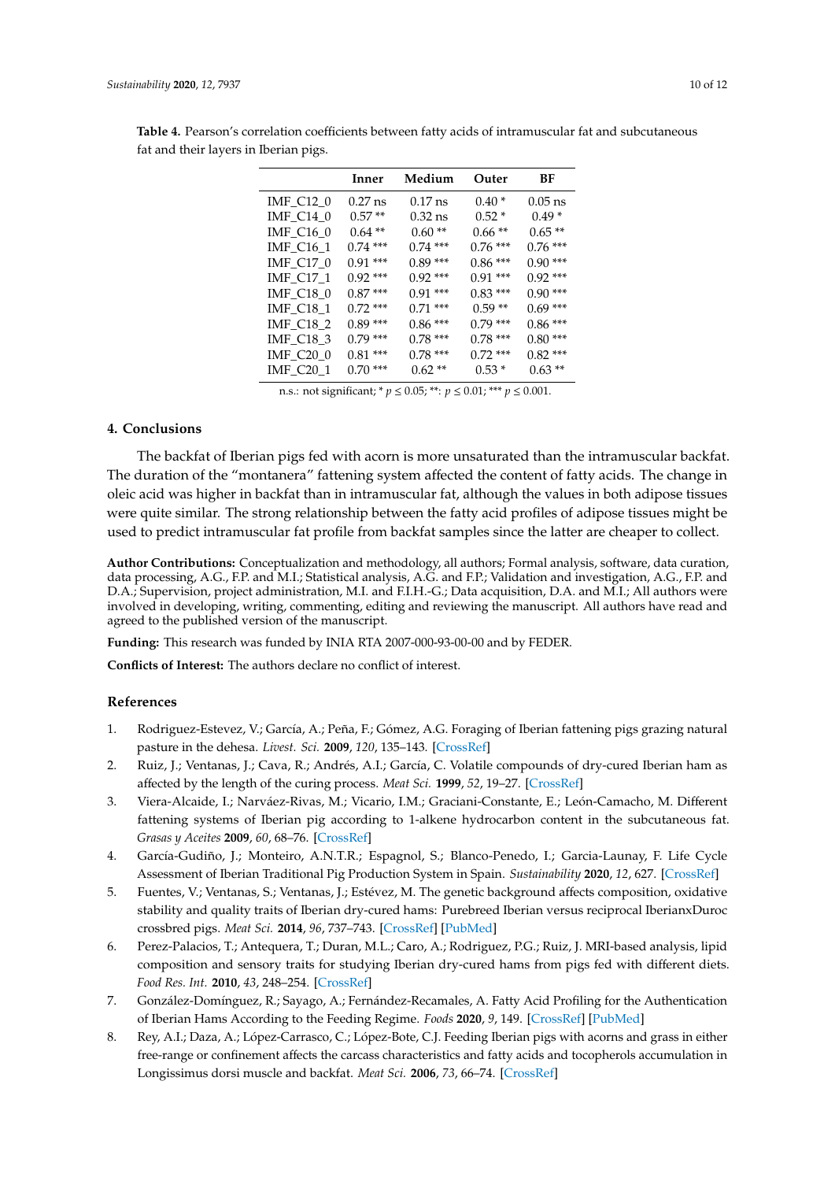**Table 4.** Pearson's correlation coefficients between fatty acids of intramuscular fat and subcutaneous fat and their layers in Iberian pigs.

| | Inner | Medium | Outer | BF |
|---|---|---|---|---|
| IMF_C12_0 | 0.27 ns | 0.17 ns | 0.40 * | 0.05 ns |
| IMF_C14_0 | 0.57 ** | 0.32 ns | 0.52 * | 0.49 * |
| IMF_C16_0 | 0.64 ** | 0.60 ** | 0.66 ** | 0.65 ** |
| IMF_C16_1 | 0.74 *** | 0.74 *** | 0.76 *** | 0.76 *** |
| IMF_C17_0 | 0.91 *** | 0.89 *** | 0.86 *** | 0.90 *** |
| IMF_C17_1 | 0.92 *** | 0.92 *** | 0.91 *** | 0.92 *** |
| IMF_C18_0 | 0.87 *** | 0.91 *** | 0.83 *** | 0.90 *** |
| IMF_C18_1 | 0.72 *** | 0.71 *** | 0.59 ** | 0.69 *** |
| IMF_C18_2 | 0.89 *** | 0.86 *** | 0.79 *** | 0.86 *** |
| IMF_C18_3 | 0.79 *** | 0.78 *** | 0.78 *** | 0.80 *** |
| IMF_C20_0 | 0.81 *** | 0.78 *** | 0.72 *** | 0.82 *** |
| IMF_C20_1 | 0.70 *** | 0.62 ** | 0.53 * | 0.63 ** |

n.s.: not significant; * $p \leq 0.05$; **: $p \leq 0.01$; *** $p \leq 0.001$.

## 4. Conclusions

The backfat of Iberian pigs fed with acorn is more unsaturated than the intramuscular backfat. The duration of the "montanera" fattening system affected the content of fatty acids. The change in oleic acid was higher in backfat than in intramuscular fat, although the values in both adipose tissues were quite similar. The strong relationship between the fatty acid profiles of adipose tissues might be used to predict intramuscular fat profile from backfat samples since the latter are cheaper to collect.

**Author Contributions:** Conceptualization and methodology, all authors; Formal analysis, software, data curation, data processing, A.G., F.P. and M.I.; Statistical analysis, A.G. and F.P.; Validation and investigation, A.G., F.P. and D.A.; Supervision, project administration, M.I. and F.I.H.-G.; Data acquisition, D.A. and M.I.; All authors were involved in developing, writing, commenting, editing and reviewing the manuscript. All authors have read and agreed to the published version of the manuscript.

**Funding:** This research was funded by INIA RTA 2007-000-93-00-00 and by FEDER.

**Conflicts of Interest:** The authors declare no conflict of interest.

## References

1. Rodriguez-Estevez, V.; García, A.; Peña, F.; Gómez, A.G. Foraging of Iberian fattening pigs grazing natural pasture in the dehesa. *Livest. Sci.* **2009**, *120*, 135–143. [CrossRef]
2. Ruiz, J.; Ventanas, J.; Cava, R.; Andrés, A.I.; García, C. Volatile compounds of dry-cured Iberian ham as affected by the length of the curing process. *Meat Sci.* **1999**, *52*, 19–27. [CrossRef]
3. Viera-Alcaide, I.; Narváez-Rivas, M.; Vicario, I.M.; Graciani-Constante, E.; León-Camacho, M. Different fattening systems of Iberian pig according to 1-alkene hydrocarbon content in the subcutaneous fat. *Grasas y Aceites* **2009**, *60*, 68–76. [CrossRef]
4. García-Gudiño, J.; Monteiro, A.N.T.R.; Espagnol, S.; Blanco-Penedo, I.; Garcia-Launay, F. Life Cycle Assessment of Iberian Traditional Pig Production System in Spain. *Sustainability* **2020**, *12*, 627. [CrossRef]
5. Fuentes, V.; Ventanas, S.; Ventanas, J.; Estévez, M. The genetic background affects composition, oxidative stability and quality traits of Iberian dry-cured hams: Purebreed Iberian versus reciprocal IberianxDuroc crossbred pigs. *Meat Sci.* **2014**, *96*, 737–743. [CrossRef] [PubMed]
6. Perez-Palacios, T.; Antequera, T.; Duran, M.L.; Caro, A.; Rodriguez, P.G.; Ruiz, J. MRI-based analysis, lipid composition and sensory traits for studying Iberian dry-cured hams from pigs fed with different diets. *Food Res. Int.* **2010**, *43*, 248–254. [CrossRef]
7. González-Domínguez, R.; Sayago, A.; Fernández-Recamales, A. Fatty Acid Profiling for the Authentication of Iberian Hams According to the Feeding Regime. *Foods* **2020**, *9*, 149. [CrossRef] [PubMed]
8. Rey, A.I.; Daza, A.; López-Carrasco, C.; López-Bote, C.J. Feeding Iberian pigs with acorns and grass in either free-range or confinement affects the carcass characteristics and fatty acids and tocopherols accumulation in Longissimus dorsi muscle and backfat. *Meat Sci.* **2006**, *73*, 66–74. [CrossRef]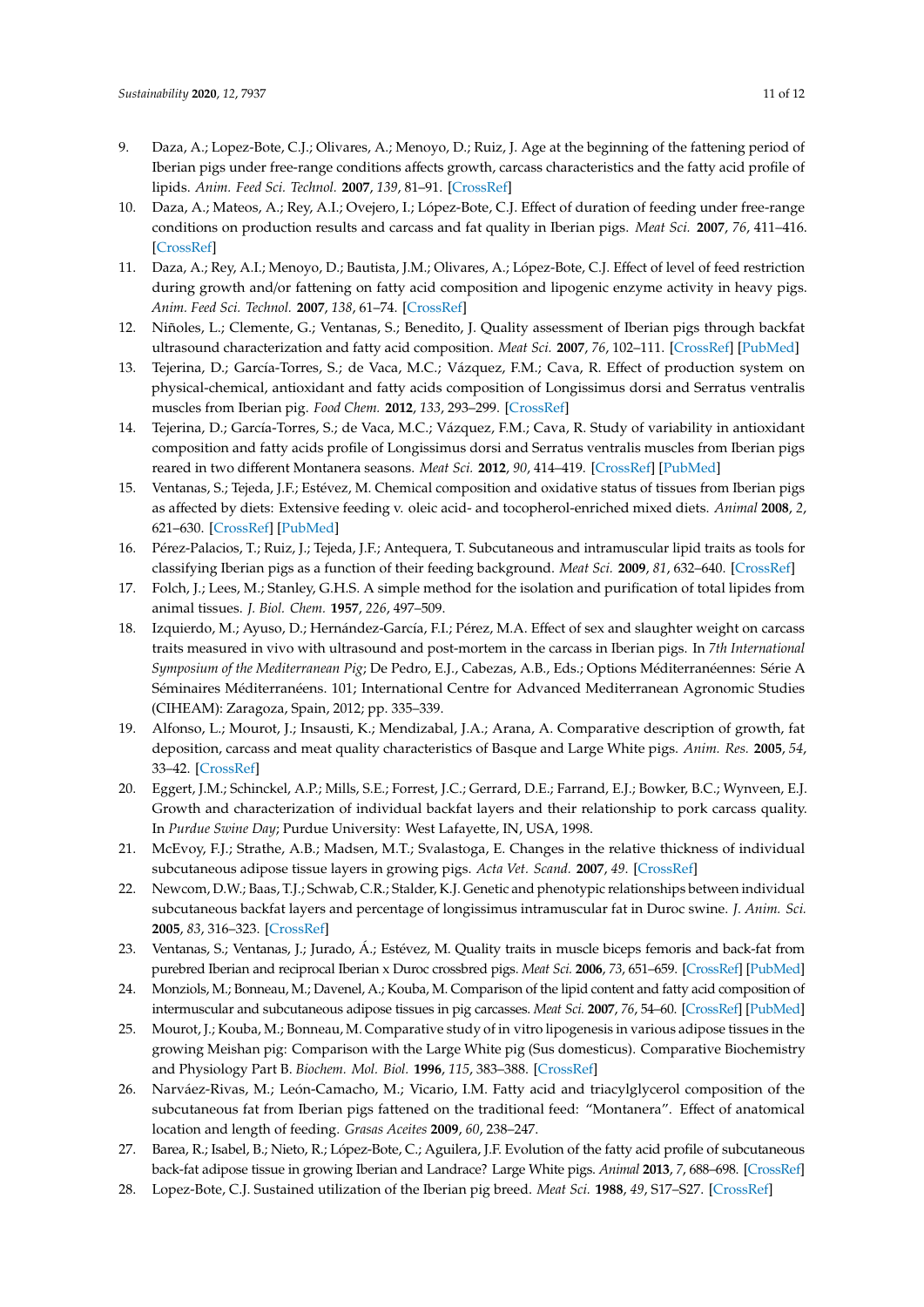9. Daza, A.; Lopez-Bote, C.J.; Olivares, A.; Menoyo, D.; Ruiz, J. Age at the beginning of the fattening period of Iberian pigs under free-range conditions affects growth, carcass characteristics and the fatty acid profile of lipids. *Anim. Feed Sci. Technol.* **2007**, *139*, 81–91. [CrossRef]
10. Daza, A.; Mateos, A.; Rey, A.I.; Ovejero, I.; López-Bote, C.J. Effect of duration of feeding under free-range conditions on production results and carcass and fat quality in Iberian pigs. *Meat Sci.* **2007**, *76*, 411–416. [CrossRef]
11. Daza, A.; Rey, A.I.; Menoyo, D.; Bautista, J.M.; Olivares, A.; López-Bote, C.J. Effect of level of feed restriction during growth and/or fattening on fatty acid composition and lipogenic enzyme activity in heavy pigs. *Anim. Feed Sci. Technol.* **2007**, *138*, 61–74. [CrossRef]
12. Niñoles, L.; Clemente, G.; Ventanas, S.; Benedito, J. Quality assessment of Iberian pigs through backfat ultrasound characterization and fatty acid composition. *Meat Sci.* **2007**, *76*, 102–111. [CrossRef] [PubMed]
13. Tejerina, D.; García-Torres, S.; de Vaca, M.C.; Vázquez, F.M.; Cava, R. Effect of production system on physical-chemical, antioxidant and fatty acids composition of Longissimus dorsi and Serratus ventralis muscles from Iberian pig. *Food Chem.* **2012**, *133*, 293–299. [CrossRef]
14. Tejerina, D.; García-Torres, S.; de Vaca, M.C.; Vázquez, F.M.; Cava, R. Study of variability in antioxidant composition and fatty acids profile of Longissimus dorsi and Serratus ventralis muscles from Iberian pigs reared in two different Montanera seasons. *Meat Sci.* **2012**, *90*, 414–419. [CrossRef] [PubMed]
15. Ventanas, S.; Tejeda, J.F.; Estévez, M. Chemical composition and oxidative status of tissues from Iberian pigs as affected by diets: Extensive feeding v. oleic acid- and tocopherol-enriched mixed diets. *Animal* **2008**, *2*, 621–630. [CrossRef] [PubMed]
16. Pérez-Palacios, T.; Ruiz, J.; Tejeda, J.F.; Antequera, T. Subcutaneous and intramuscular lipid traits as tools for classifying Iberian pigs as a function of their feeding background. *Meat Sci.* **2009**, *81*, 632–640. [CrossRef]
17. Folch, J.; Lees, M.; Stanley, G.H.S. A simple method for the isolation and purification of total lipides from animal tissues. *J. Biol. Chem.* **1957**, *226*, 497–509.
18. Izquierdo, M.; Ayuso, D.; Hernández-García, F.I.; Pérez, M.A. Effect of sex and slaughter weight on carcass traits measured in vivo with ultrasound and post-mortem in the carcass in Iberian pigs. In *7th International Symposium of the Mediterranean Pig*; De Pedro, E.J., Cabezas, A.B., Eds.; Options Méditerranéennes: Série A Séminaires Méditerranéens. 101; International Centre for Advanced Mediterranean Agronomic Studies (CIHEAM): Zaragoza, Spain, 2012; pp. 335–339.
19. Alfonso, L.; Mourot, J.; Insausti, K.; Mendizabal, J.A.; Arana, A. Comparative description of growth, fat deposition, carcass and meat quality characteristics of Basque and Large White pigs. *Anim. Res.* **2005**, *54*, 33–42. [CrossRef]
20. Eggert, J.M.; Schinckel, A.P.; Mills, S.E.; Forrest, J.C.; Gerrard, D.E.; Farrand, E.J.; Bowker, B.C.; Wynveen, E.J. Growth and characterization of individual backfat layers and their relationship to pork carcass quality. In *Purdue Swine Day*; Purdue University: West Lafayette, IN, USA, 1998.
21. McEvoy, F.J.; Strathe, A.B.; Madsen, M.T.; Svalastoga, E. Changes in the relative thickness of individual subcutaneous adipose tissue layers in growing pigs. *Acta Vet. Scand.* **2007**, *49*. [CrossRef]
22. Newcom, D.W.; Baas, T.J.; Schwab, C.R.; Stalder, K.J. Genetic and phenotypic relationships between individual subcutaneous backfat layers and percentage of longissimus intramuscular fat in Duroc swine. *J. Anim. Sci.* **2005**, *83*, 316–323. [CrossRef]
23. Ventanas, S.; Ventanas, J.; Jurado, Á.; Estévez, M. Quality traits in muscle biceps femoris and back-fat from purebred Iberian and reciprocal Iberian x Duroc crossbred pigs. *Meat Sci.* **2006**, *73*, 651–659. [CrossRef] [PubMed]
24. Monziols, M.; Bonneau, M.; Davenel, A.; Kouba, M. Comparison of the lipid content and fatty acid composition of intermuscular and subcutaneous adipose tissues in pig carcasses. *Meat Sci.* **2007**, *76*, 54–60. [CrossRef] [PubMed]
25. Mourot, J.; Kouba, M.; Bonneau, M. Comparative study of in vitro lipogenesis in various adipose tissues in the growing Meishan pig: Comparison with the Large White pig (Sus domesticus). Comparative Biochemistry and Physiology Part B. *Biochem. Mol. Biol.* **1996**, *115*, 383–388. [CrossRef]
26. Narváez-Rivas, M.; León-Camacho, M.; Vicario, I.M. Fatty acid and triacylglycerol composition of the subcutaneous fat from Iberian pigs fattened on the traditional feed: "Montanera". Effect of anatomical location and length of feeding. *Grasas Aceites* **2009**, *60*, 238–247.
27. Barea, R.; Isabel, B.; Nieto, R.; López-Bote, C.; Aguilera, J.F. Evolution of the fatty acid profile of subcutaneous back-fat adipose tissue in growing Iberian and Landrace? Large White pigs. *Animal* **2013**, *7*, 688–698. [CrossRef]
28. Lopez-Bote, C.J. Sustained utilization of the Iberian pig breed. *Meat Sci.* **1988**, *49*, S17–S27. [CrossRef]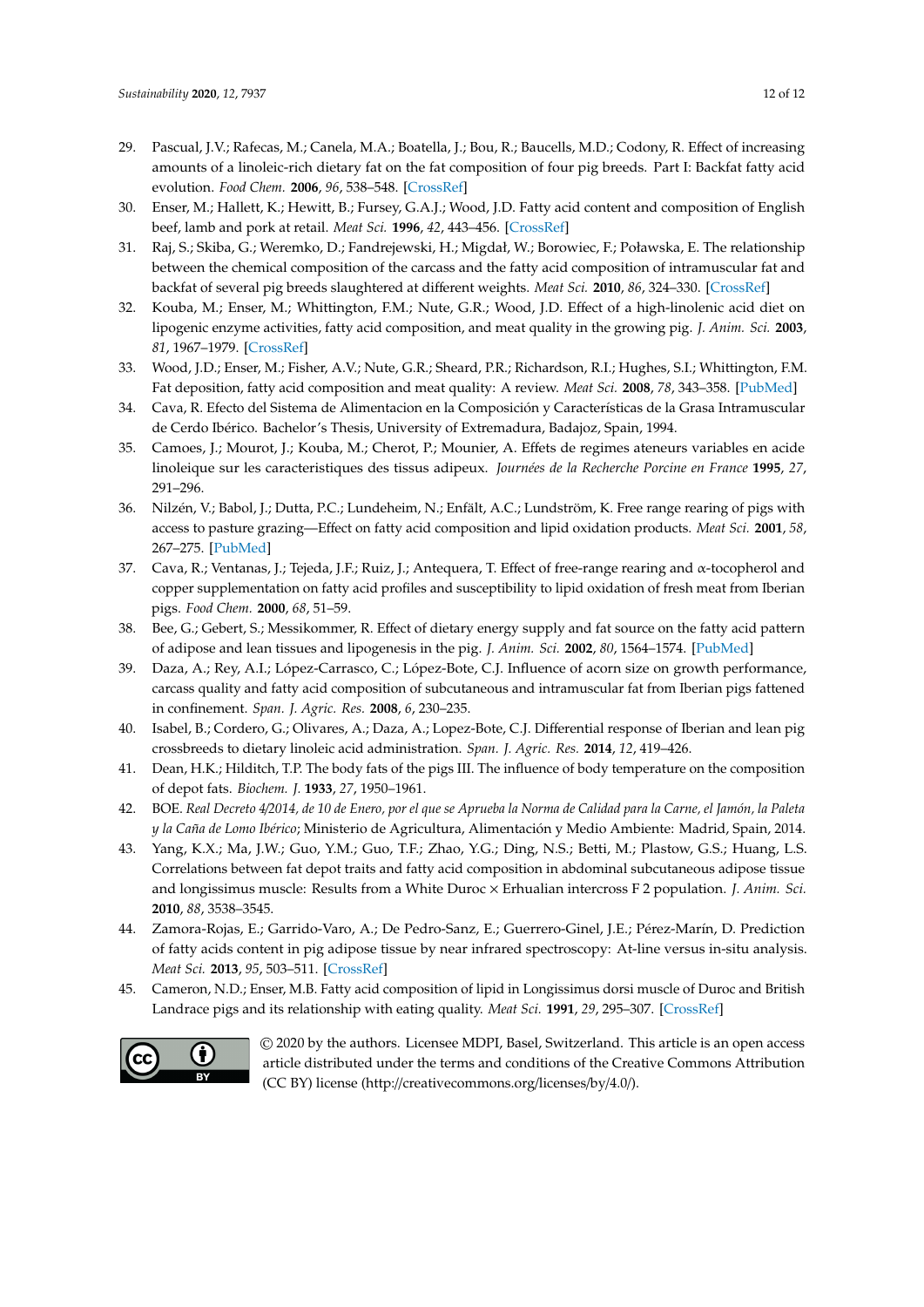29. Pascual, J.V.; Rafecas, M.; Canela, M.A.; Boatella, J.; Bou, R.; Baucells, M.D.; Codony, R. Effect of increasing amounts of a linoleic-rich dietary fat on the fat composition of four pig breeds. Part I: Backfat fatty acid evolution. *Food Chem.* **2006**, *96*, 538–548. [CrossRef]
30. Enser, M.; Hallett, K.; Hewitt, B.; Fursey, G.A.J.; Wood, J.D. Fatty acid content and composition of English beef, lamb and pork at retail. *Meat Sci.* **1996**, *42*, 443–456. [CrossRef]
31. Raj, S.; Skiba, G.; Weremko, D.; Fandrejewski, H.; Migdał, W.; Borowiec, F.; Poławska, E. The relationship between the chemical composition of the carcass and the fatty acid composition of intramuscular fat and backfat of several pig breeds slaughtered at different weights. *Meat Sci.* **2010**, *86*, 324–330. [CrossRef]
32. Kouba, M.; Enser, M.; Whittington, F.M.; Nute, G.R.; Wood, J.D. Effect of a high-linolenic acid diet on lipogenic enzyme activities, fatty acid composition, and meat quality in the growing pig. *J. Anim. Sci.* **2003**, *81*, 1967–1979. [CrossRef]
33. Wood, J.D.; Enser, M.; Fisher, A.V.; Nute, G.R.; Sheard, P.R.; Richardson, R.I.; Hughes, S.I.; Whittington, F.M. Fat deposition, fatty acid composition and meat quality: A review. *Meat Sci.* **2008**, *78*, 343–358. [PubMed]
34. Cava, R. Efecto del Sistema de Alimentacion en la Composición y Características de la Grasa Intramuscular de Cerdo Ibérico. Bachelor's Thesis, University of Extremadura, Badajoz, Spain, 1994.
35. Camoes, J.; Mourot, J.; Kouba, M.; Cherot, P.; Mounier, A. Effets de regimes ateneurs variables en acide linoleique sur les caracteristiques des tissus adipeux. *Journées de la Recherche Porcine en France* **1995**, *27*, 291–296.
36. Nilzén, V.; Babol, J.; Dutta, P.C.; Lundeheim, N.; Enfält, A.C.; Lundström, K. Free range rearing of pigs with access to pasture grazing—Effect on fatty acid composition and lipid oxidation products. *Meat Sci.* **2001**, *58*, 267–275. [PubMed]
37. Cava, R.; Ventanas, J.; Tejeda, J.F.; Ruiz, J.; Antequera, T. Effect of free-range rearing and α-tocopherol and copper supplementation on fatty acid profiles and susceptibility to lipid oxidation of fresh meat from Iberian pigs. *Food Chem.* **2000**, *68*, 51–59.
38. Bee, G.; Gebert, S.; Messikommer, R. Effect of dietary energy supply and fat source on the fatty acid pattern of adipose and lean tissues and lipogenesis in the pig. *J. Anim. Sci.* **2002**, *80*, 1564–1574. [PubMed]
39. Daza, A.; Rey, A.I.; López-Carrasco, C.; López-Bote, C.J. Influence of acorn size on growth performance, carcass quality and fatty acid composition of subcutaneous and intramuscular fat from Iberian pigs fattened in confinement. *Span. J. Agric. Res.* **2008**, *6*, 230–235.
40. Isabel, B.; Cordero, G.; Olivares, A.; Daza, A.; Lopez-Bote, C.J. Differential response of Iberian and lean pig crossbreeds to dietary linoleic acid administration. *Span. J. Agric. Res.* **2014**, *12*, 419–426.
41. Dean, H.K.; Hilditch, T.P. The body fats of the pigs III. The influence of body temperature on the composition of depot fats. *Biochem. J.* **1933**, *27*, 1950–1961.
42. BOE. *Real Decreto 4/2014, de 10 de Enero, por el que se Aprueba la Norma de Calidad para la Carne, el Jamón, la Paleta y la Caña de Lomo Ibérico*; Ministerio de Agricultura, Alimentación y Medio Ambiente: Madrid, Spain, 2014.
43. Yang, K.X.; Ma, J.W.; Guo, Y.M.; Guo, T.F.; Zhao, Y.G.; Ding, N.S.; Betti, M.; Plastow, G.S.; Huang, L.S. Correlations between fat depot traits and fatty acid composition in abdominal subcutaneous adipose tissue and longissimus muscle: Results from a White Duroc × Erhualian intercross F 2 population. *J. Anim. Sci.* **2010**, *88*, 3538–3545.
44. Zamora-Rojas, E.; Garrido-Varo, A.; De Pedro-Sanz, E.; Guerrero-Ginel, J.E.; Pérez-Marín, D. Prediction of fatty acids content in pig adipose tissue by near infrared spectroscopy: At-line versus in-situ analysis. *Meat Sci.* **2013**, *95*, 503–511. [CrossRef]
45. Cameron, N.D.; Enser, M.B. Fatty acid composition of lipid in Longissimus dorsi muscle of Duroc and British Landrace pigs and its relationship with eating quality. *Meat Sci.* **1991**, *29*, 295–307. [CrossRef]

© 2020 by the authors. Licensee MDPI, Basel, Switzerland. This article is an open access article distributed under the terms and conditions of the Creative Commons Attribution (CC BY) license (http://creativecommons.org/licenses/by/4.0/).